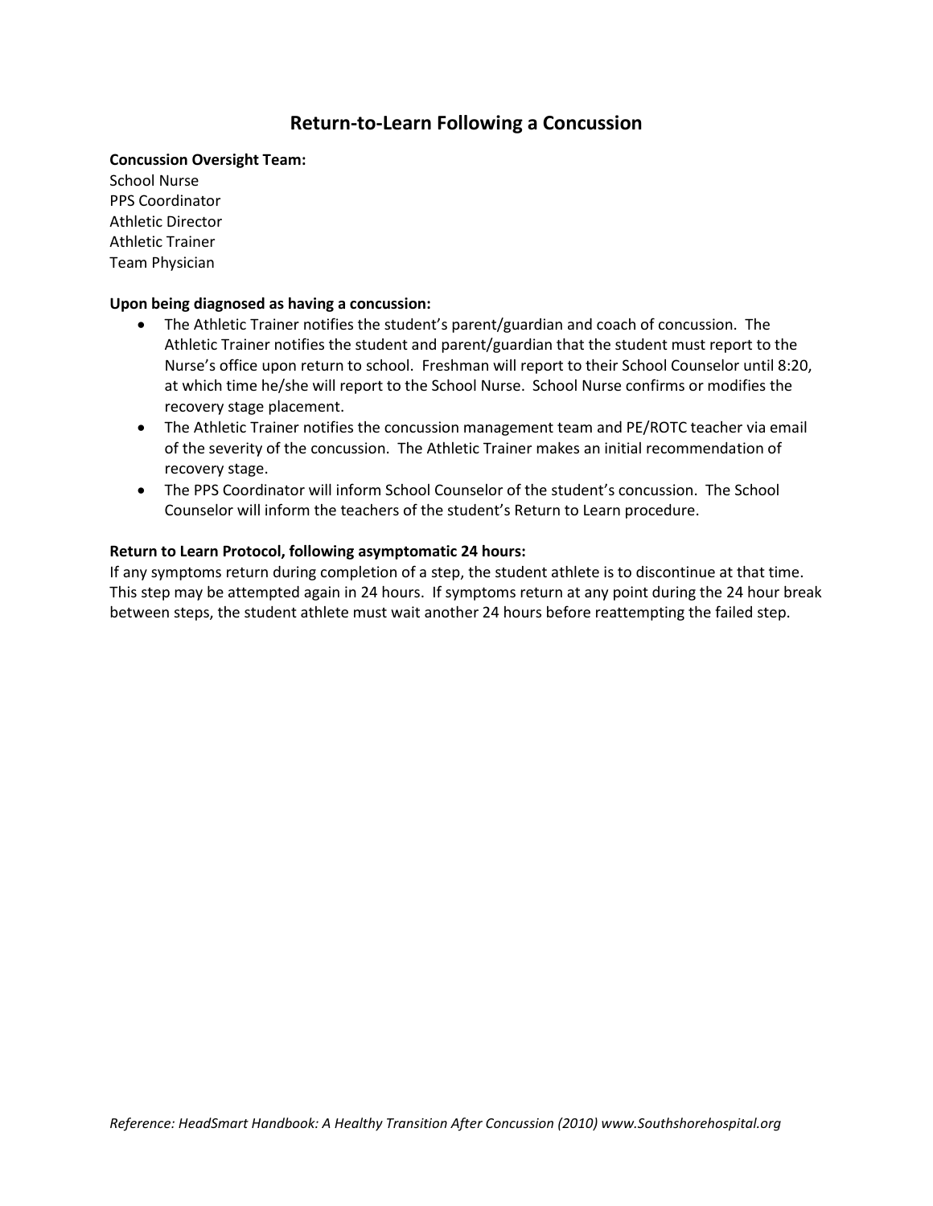# Return-to-Learn Following a Concussion

**Concussion Oversight Team:**
School Nurse
PPS Coordinator
Athletic Director
Athletic Trainer
Team Physician

**Upon being diagnosed as having a concussion:**

- The Athletic Trainer notifies the student's parent/guardian and coach of concussion. The Athletic Trainer notifies the student and parent/guardian that the student must report to the Nurse's office upon return to school. Freshman will report to their School Counselor until 8:20, at which time he/she will report to the School Nurse. School Nurse confirms or modifies the recovery stage placement.
- The Athletic Trainer notifies the concussion management team and PE/ROTC teacher via email of the severity of the concussion. The Athletic Trainer makes an initial recommendation of recovery stage.
- The PPS Coordinator will inform School Counselor of the student's concussion. The School Counselor will inform the teachers of the student's Return to Learn procedure.

**Return to Learn Protocol, following asymptomatic 24 hours:**
If any symptoms return during completion of a step, the student athlete is to discontinue at that time. This step may be attempted again in 24 hours. If symptoms return at any point during the 24 hour break between steps, the student athlete must wait another 24 hours before reattempting the failed step.

*Reference: HeadSmart Handbook: A Healthy Transition After Concussion (2010) www.Southshorehospital.org*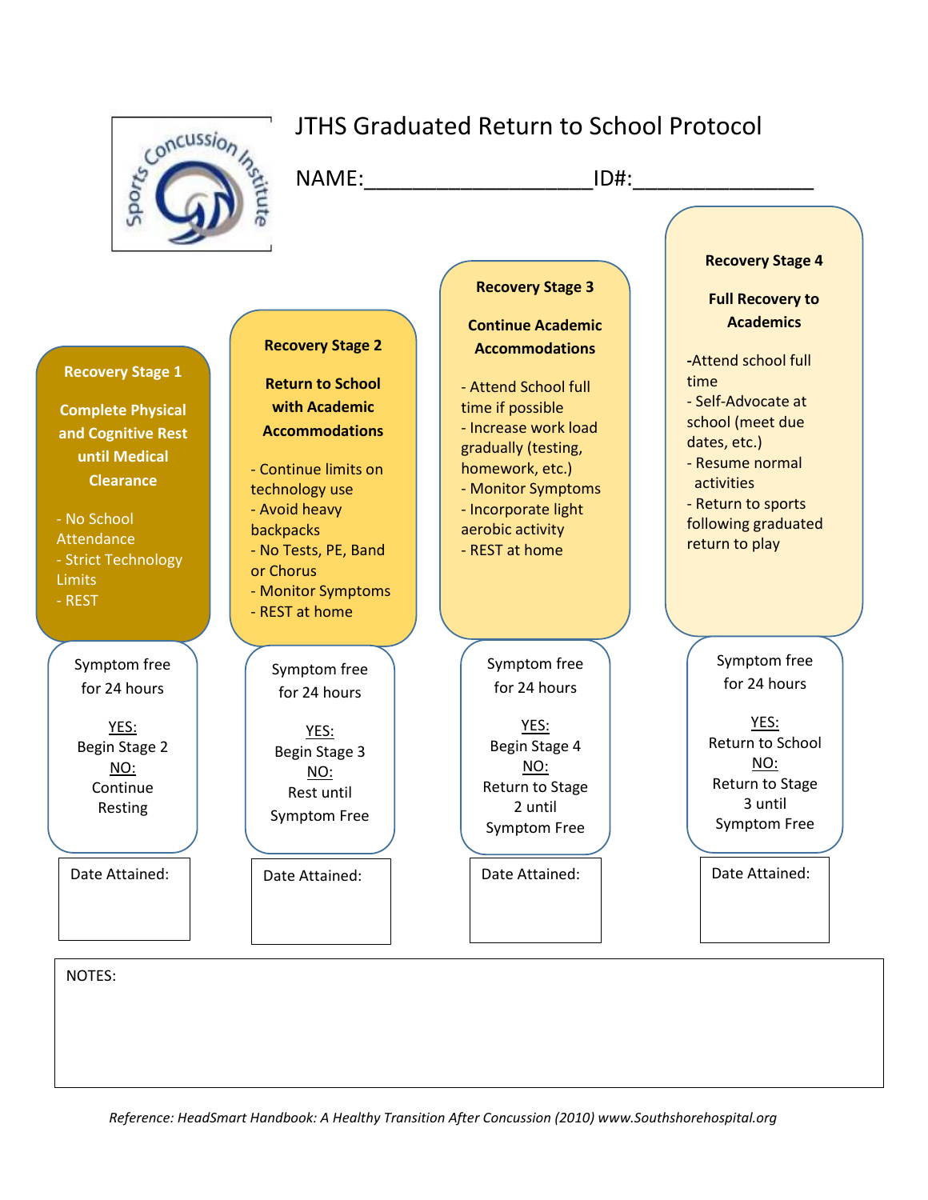# JTHS Graduated Return to School Protocol

NAME:\_\_\_\_\_\_\_\_\_\_\_\_\_\_\_\_\_\_\_\_ID#:\_\_\_\_\_\_\_\_\_\_\_\_\_\_\_\_

**Recovery Stage 1**

**Complete Physical and Cognitive Rest until Medical Clearance**

- No School Attendance
- Strict Technology Limits
- REST

Symptom free for 24 hours

YES: Begin Stage 2
NO: Continue Resting

Date Attained:

**Recovery Stage 2**

**Return to School with Academic Accommodations**

- Continue limits on technology use
- Avoid heavy backpacks
- No Tests, PE, Band or Chorus
- Monitor Symptoms
- REST at home

Symptom free for 24 hours

YES: Begin Stage 3
NO: Rest until Symptom Free

Date Attained:

**Recovery Stage 3**

**Continue Academic Accommodations**

- Attend School full time if possible
- Increase work load gradually (testing, homework, etc.)
- Monitor Symptoms
- Incorporate light aerobic activity
- REST at home

Symptom free for 24 hours

YES: Begin Stage 4
NO: Return to Stage 2 until Symptom Free

Date Attained:

**Recovery Stage 4**

**Full Recovery to Academics**

- Attend school full time
- Self-Advocate at school (meet due dates, etc.)
- Resume normal activities
- Return to sports following graduated return to play

Symptom free for 24 hours

YES: Return to School
NO: Return to Stage 3 until Symptom Free

Date Attained:

NOTES:

*Reference: HeadSmart Handbook: A Healthy Transition After Concussion (2010) www.Southshorehospital.org*